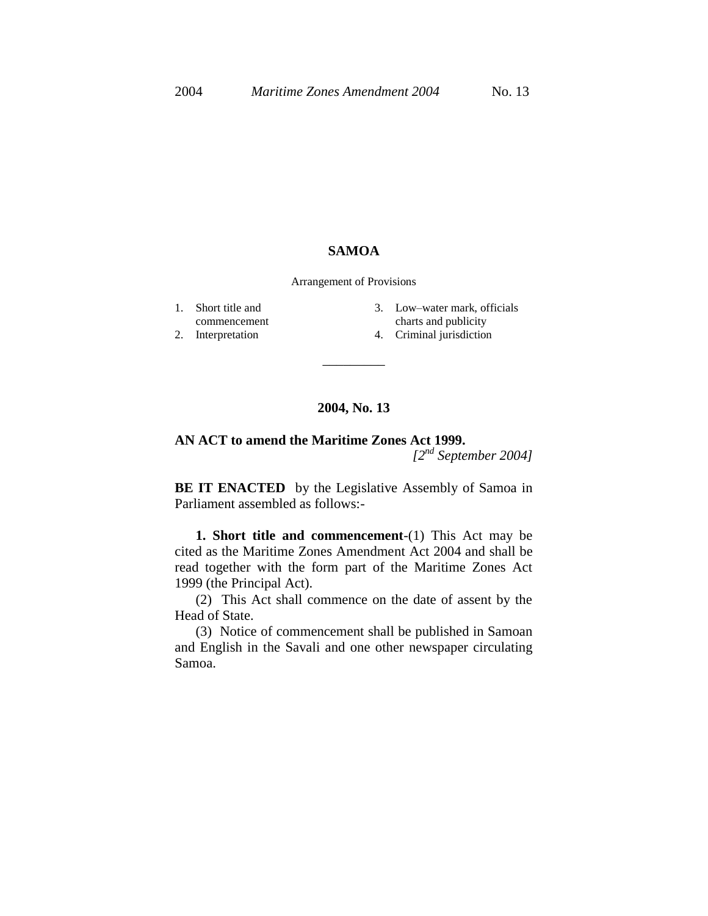# SAMOA

Arrangement of Provisions

1. Short title and commencement
2. Interpretation
3. Low–water mark, officials charts and publicity
4. Criminal jurisdiction

---

## 2004, No. 13

**AN ACT to amend the Maritime Zones Act 1999.**

*[2nd September 2004]*

**BE IT ENACTED** by the Legislative Assembly of Samoa in Parliament assembled as follows:-

**1. Short title and commencement**-(1) This Act may be cited as the Maritime Zones Amendment Act 2004 and shall be read together with the form part of the Maritime Zones Act 1999 (the Principal Act).

(2) This Act shall commence on the date of assent by the Head of State.

(3) Notice of commencement shall be published in Samoan and English in the Savali and one other newspaper circulating Samoa.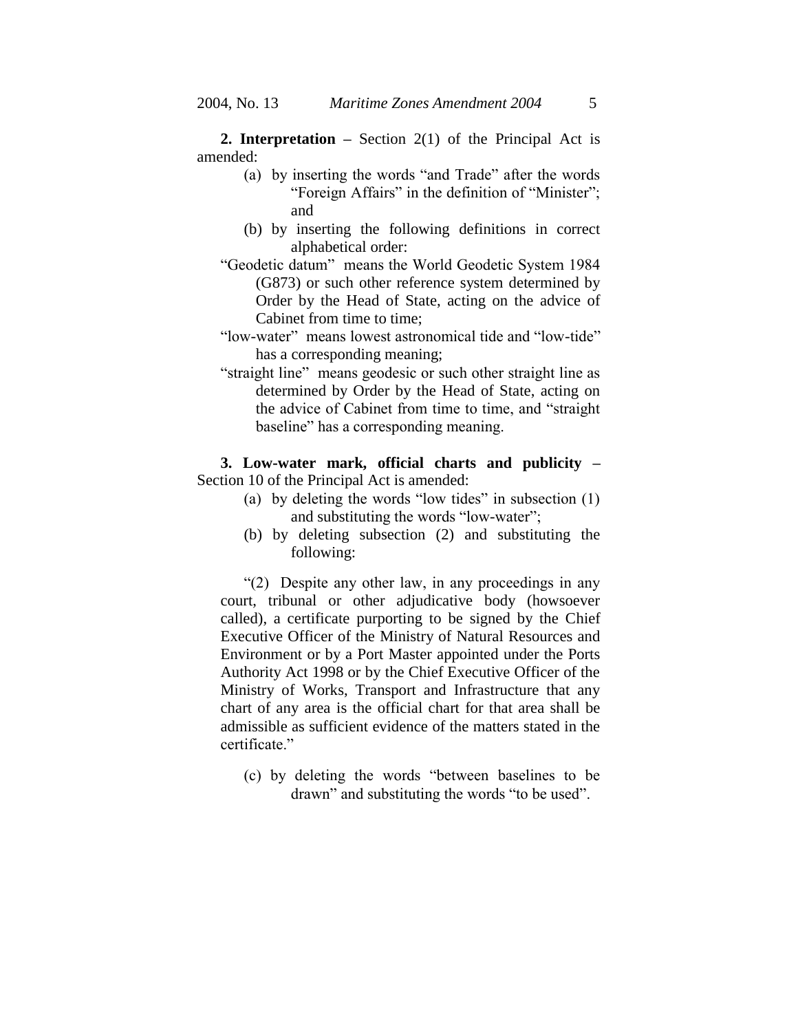**2. Interpretation –** Section 2(1) of the Principal Act is amended:

(a) by inserting the words "and Trade" after the words "Foreign Affairs" in the definition of "Minister"; and

(b) by inserting the following definitions in correct alphabetical order:

"Geodetic datum" means the World Geodetic System 1984 (G873) or such other reference system determined by Order by the Head of State, acting on the advice of Cabinet from time to time;

"low-water" means lowest astronomical tide and "low-tide" has a corresponding meaning;

"straight line" means geodesic or such other straight line as determined by Order by the Head of State, acting on the advice of Cabinet from time to time, and "straight baseline" has a corresponding meaning.

**3. Low-water mark, official charts and publicity –** Section 10 of the Principal Act is amended:

(a) by deleting the words "low tides" in subsection (1) and substituting the words "low-water";

(b) by deleting subsection (2) and substituting the following:

"(2) Despite any other law, in any proceedings in any court, tribunal or other adjudicative body (howsoever called), a certificate purporting to be signed by the Chief Executive Officer of the Ministry of Natural Resources and Environment or by a Port Master appointed under the Ports Authority Act 1998 or by the Chief Executive Officer of the Ministry of Works, Transport and Infrastructure that any chart of any area is the official chart for that area shall be admissible as sufficient evidence of the matters stated in the certificate."

(c) by deleting the words "between baselines to be drawn" and substituting the words "to be used".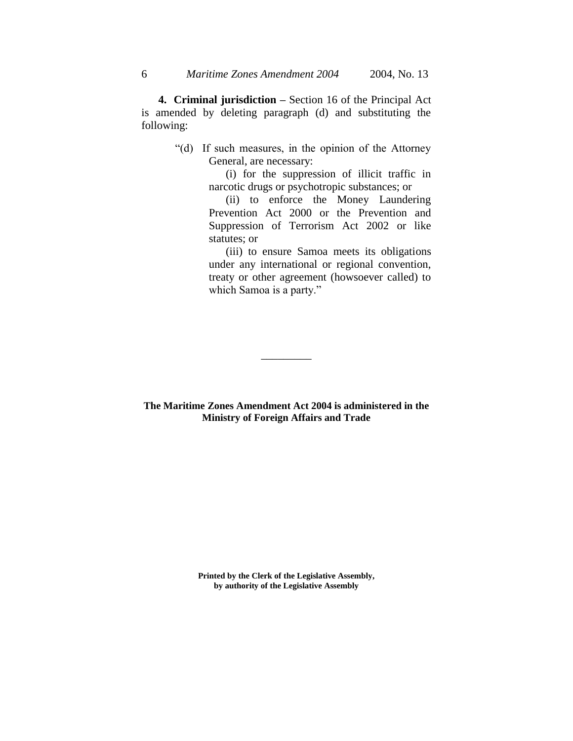**4. Criminal jurisdiction –** Section 16 of the Principal Act is amended by deleting paragraph (d) and substituting the following:

"(d) If such measures, in the opinion of the Attorney General, are necessary:

(i) for the suppression of illicit traffic in narcotic drugs or psychotropic substances; or

(ii) to enforce the Money Laundering Prevention Act 2000 or the Prevention and Suppression of Terrorism Act 2002 or like statutes; or

(iii) to ensure Samoa meets its obligations under any international or regional convention, treaty or other agreement (howsoever called) to which Samoa is a party."

---

**The Maritime Zones Amendment Act 2004 is administered in the Ministry of Foreign Affairs and Trade**

**Printed by the Clerk of the Legislative Assembly, by authority of the Legislative Assembly**